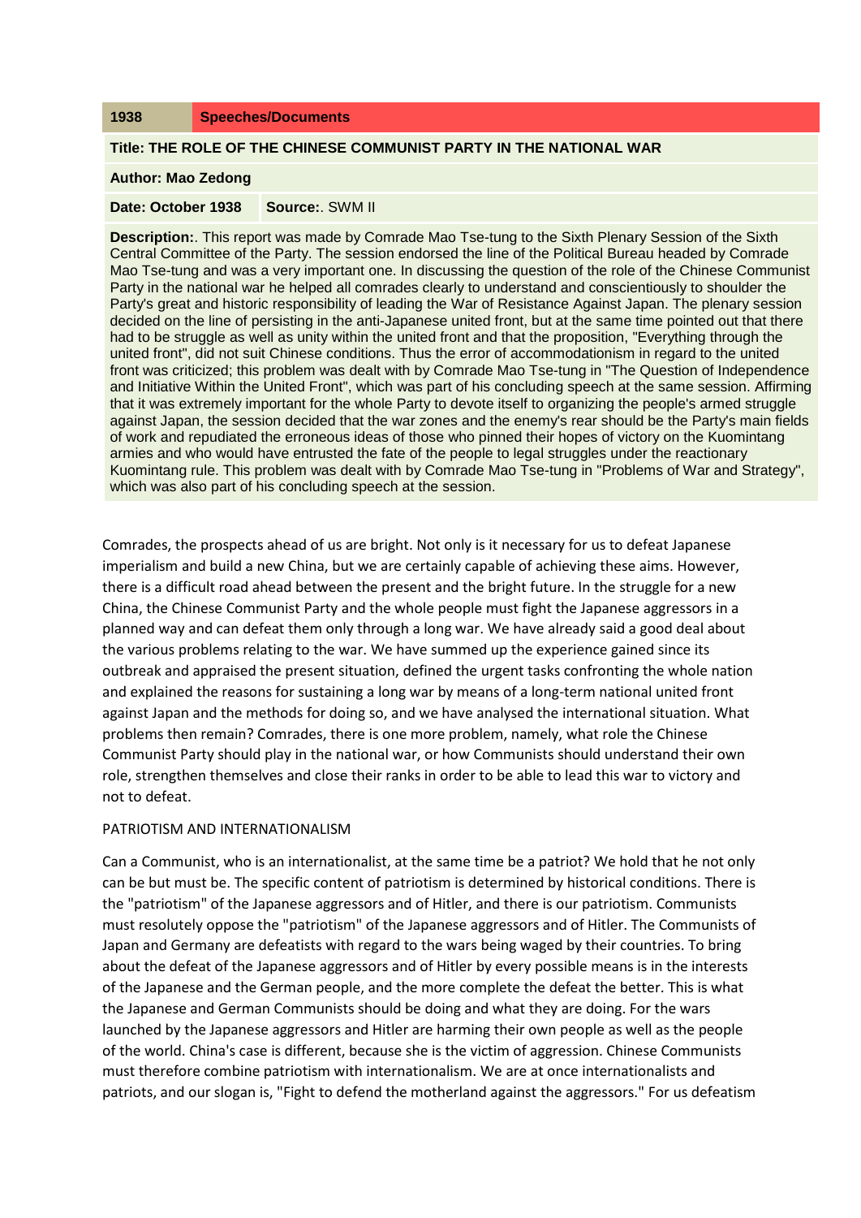| 1938 | Speeches/Documents |
|---|---|

**Title: THE ROLE OF THE CHINESE COMMUNIST PARTY IN THE NATIONAL WAR**

**Author: Mao Zedong**

**Date: October 1938** **Source:**. SWM II

**Description:**. This report was made by Comrade Mao Tse-tung to the Sixth Plenary Session of the Sixth Central Committee of the Party. The session endorsed the line of the Political Bureau headed by Comrade Mao Tse-tung and was a very important one. In discussing the question of the role of the Chinese Communist Party in the national war he helped all comrades clearly to understand and conscientiously to shoulder the Party's great and historic responsibility of leading the War of Resistance Against Japan. The plenary session decided on the line of persisting in the anti-Japanese united front, but at the same time pointed out that there had to be struggle as well as unity within the united front and that the proposition, "Everything through the united front", did not suit Chinese conditions. Thus the error of accommodationism in regard to the united front was criticized; this problem was dealt with by Comrade Mao Tse-tung in "The Question of Independence and Initiative Within the United Front", which was part of his concluding speech at the same session. Affirming that it was extremely important for the whole Party to devote itself to organizing the people's armed struggle against Japan, the session decided that the war zones and the enemy's rear should be the Party's main fields of work and repudiated the erroneous ideas of those who pinned their hopes of victory on the Kuomintang armies and who would have entrusted the fate of the people to legal struggles under the reactionary Kuomintang rule. This problem was dealt with by Comrade Mao Tse-tung in "Problems of War and Strategy", which was also part of his concluding speech at the session.

Comrades, the prospects ahead of us are bright. Not only is it necessary for us to defeat Japanese imperialism and build a new China, but we are certainly capable of achieving these aims. However, there is a difficult road ahead between the present and the bright future. In the struggle for a new China, the Chinese Communist Party and the whole people must fight the Japanese aggressors in a planned way and can defeat them only through a long war. We have already said a good deal about the various problems relating to the war. We have summed up the experience gained since its outbreak and appraised the present situation, defined the urgent tasks confronting the whole nation and explained the reasons for sustaining a long war by means of a long-term national united front against Japan and the methods for doing so, and we have analysed the international situation. What problems then remain? Comrades, there is one more problem, namely, what role the Chinese Communist Party should play in the national war, or how Communists should understand their own role, strengthen themselves and close their ranks in order to be able to lead this war to victory and not to defeat.

PATRIOTISM AND INTERNATIONALISM

Can a Communist, who is an internationalist, at the same time be a patriot? We hold that he not only can be but must be. The specific content of patriotism is determined by historical conditions. There is the "patriotism" of the Japanese aggressors and of Hitler, and there is our patriotism. Communists must resolutely oppose the "patriotism" of the Japanese aggressors and of Hitler. The Communists of Japan and Germany are defeatists with regard to the wars being waged by their countries. To bring about the defeat of the Japanese aggressors and of Hitler by every possible means is in the interests of the Japanese and the German people, and the more complete the defeat the better. This is what the Japanese and German Communists should be doing and what they are doing. For the wars launched by the Japanese aggressors and Hitler are harming their own people as well as the people of the world. China's case is different, because she is the victim of aggression. Chinese Communists must therefore combine patriotism with internationalism. We are at once internationalists and patriots, and our slogan is, "Fight to defend the motherland against the aggressors." For us defeatism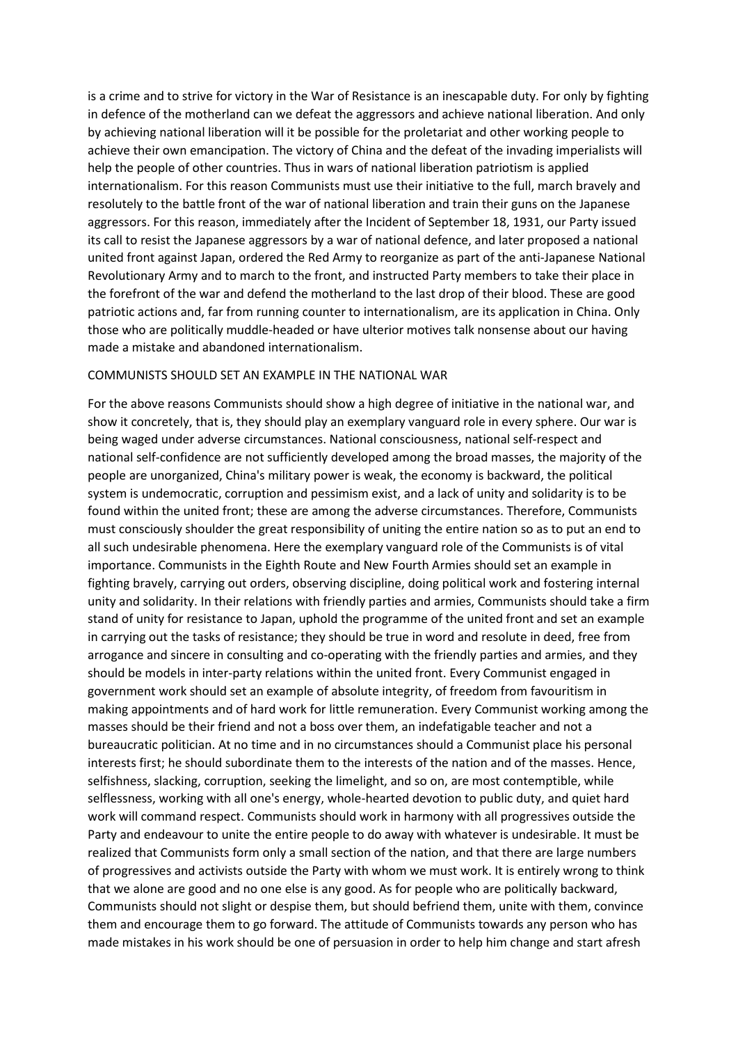is a crime and to strive for victory in the War of Resistance is an inescapable duty. For only by fighting in defence of the motherland can we defeat the aggressors and achieve national liberation. And only by achieving national liberation will it be possible for the proletariat and other working people to achieve their own emancipation. The victory of China and the defeat of the invading imperialists will help the people of other countries. Thus in wars of national liberation patriotism is applied internationalism. For this reason Communists must use their initiative to the full, march bravely and resolutely to the battle front of the war of national liberation and train their guns on the Japanese aggressors. For this reason, immediately after the Incident of September 18, 1931, our Party issued its call to resist the Japanese aggressors by a war of national defence, and later proposed a national united front against Japan, ordered the Red Army to reorganize as part of the anti-Japanese National Revolutionary Army and to march to the front, and instructed Party members to take their place in the forefront of the war and defend the motherland to the last drop of their blood. These are good patriotic actions and, far from running counter to internationalism, are its application in China. Only those who are politically muddle-headed or have ulterior motives talk nonsense about our having made a mistake and abandoned internationalism.

## COMMUNISTS SHOULD SET AN EXAMPLE IN THE NATIONAL WAR

For the above reasons Communists should show a high degree of initiative in the national war, and show it concretely, that is, they should play an exemplary vanguard role in every sphere. Our war is being waged under adverse circumstances. National consciousness, national self-respect and national self-confidence are not sufficiently developed among the broad masses, the majority of the people are unorganized, China's military power is weak, the economy is backward, the political system is undemocratic, corruption and pessimism exist, and a lack of unity and solidarity is to be found within the united front; these are among the adverse circumstances. Therefore, Communists must consciously shoulder the great responsibility of uniting the entire nation so as to put an end to all such undesirable phenomena. Here the exemplary vanguard role of the Communists is of vital importance. Communists in the Eighth Route and New Fourth Armies should set an example in fighting bravely, carrying out orders, observing discipline, doing political work and fostering internal unity and solidarity. In their relations with friendly parties and armies, Communists should take a firm stand of unity for resistance to Japan, uphold the programme of the united front and set an example in carrying out the tasks of resistance; they should be true in word and resolute in deed, free from arrogance and sincere in consulting and co-operating with the friendly parties and armies, and they should be models in inter-party relations within the united front. Every Communist engaged in government work should set an example of absolute integrity, of freedom from favouritism in making appointments and of hard work for little remuneration. Every Communist working among the masses should be their friend and not a boss over them, an indefatigable teacher and not a bureaucratic politician. At no time and in no circumstances should a Communist place his personal interests first; he should subordinate them to the interests of the nation and of the masses. Hence, selfishness, slacking, corruption, seeking the limelight, and so on, are most contemptible, while selflessness, working with all one's energy, whole-hearted devotion to public duty, and quiet hard work will command respect. Communists should work in harmony with all progressives outside the Party and endeavour to unite the entire people to do away with whatever is undesirable. It must be realized that Communists form only a small section of the nation, and that there are large numbers of progressives and activists outside the Party with whom we must work. It is entirely wrong to think that we alone are good and no one else is any good. As for people who are politically backward, Communists should not slight or despise them, but should befriend them, unite with them, convince them and encourage them to go forward. The attitude of Communists towards any person who has made mistakes in his work should be one of persuasion in order to help him change and start afresh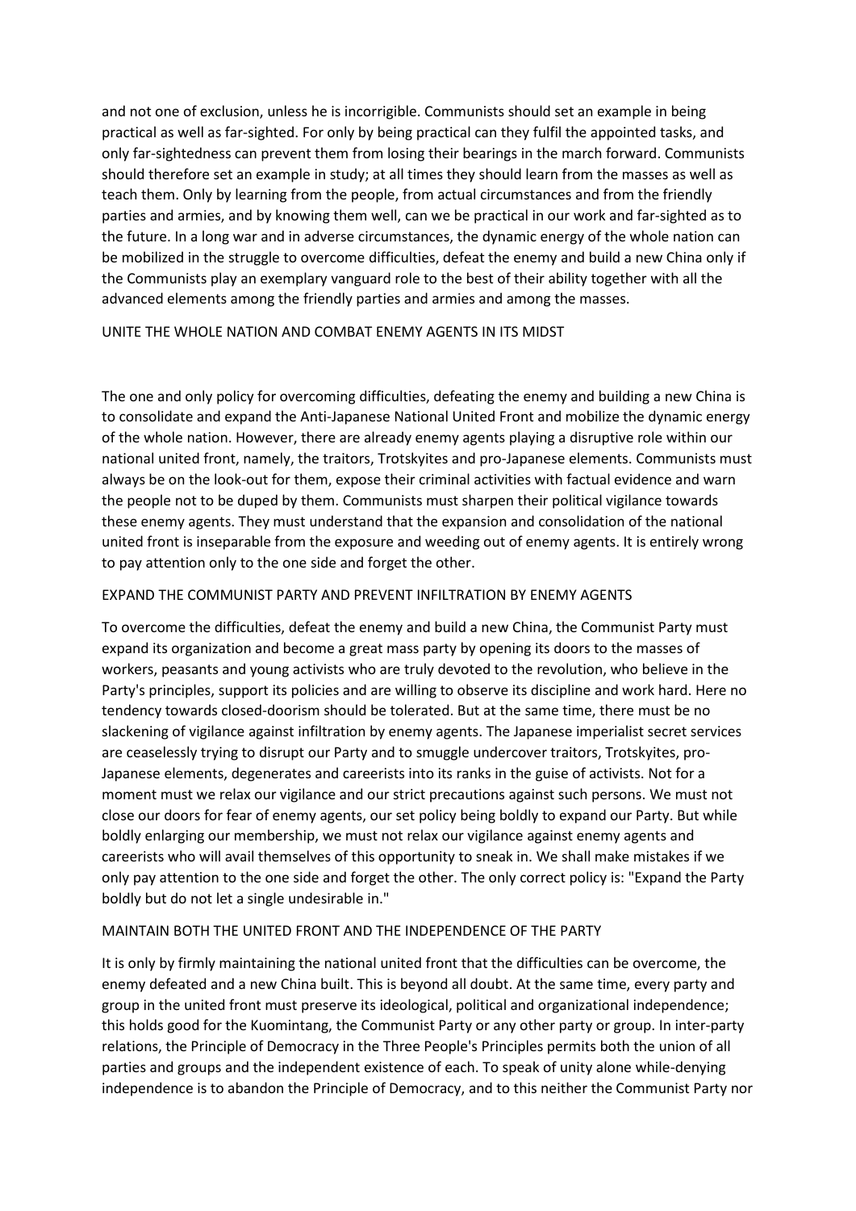and not one of exclusion, unless he is incorrigible. Communists should set an example in being practical as well as far-sighted. For only by being practical can they fulfil the appointed tasks, and only far-sightedness can prevent them from losing their bearings in the march forward. Communists should therefore set an example in study; at all times they should learn from the masses as well as teach them. Only by learning from the people, from actual circumstances and from the friendly parties and armies, and by knowing them well, can we be practical in our work and far-sighted as to the future. In a long war and in adverse circumstances, the dynamic energy of the whole nation can be mobilized in the struggle to overcome difficulties, defeat the enemy and build a new China only if the Communists play an exemplary vanguard role to the best of their ability together with all the advanced elements among the friendly parties and armies and among the masses.

## UNITE THE WHOLE NATION AND COMBAT ENEMY AGENTS IN ITS MIDST

The one and only policy for overcoming difficulties, defeating the enemy and building a new China is to consolidate and expand the Anti-Japanese National United Front and mobilize the dynamic energy of the whole nation. However, there are already enemy agents playing a disruptive role within our national united front, namely, the traitors, Trotskyites and pro-Japanese elements. Communists must always be on the look-out for them, expose their criminal activities with factual evidence and warn the people not to be duped by them. Communists must sharpen their political vigilance towards these enemy agents. They must understand that the expansion and consolidation of the national united front is inseparable from the exposure and weeding out of enemy agents. It is entirely wrong to pay attention only to the one side and forget the other.

## EXPAND THE COMMUNIST PARTY AND PREVENT INFILTRATION BY ENEMY AGENTS

To overcome the difficulties, defeat the enemy and build a new China, the Communist Party must expand its organization and become a great mass party by opening its doors to the masses of workers, peasants and young activists who are truly devoted to the revolution, who believe in the Party's principles, support its policies and are willing to observe its discipline and work hard. Here no tendency towards closed-doorism should be tolerated. But at the same time, there must be no slackening of vigilance against infiltration by enemy agents. The Japanese imperialist secret services are ceaselessly trying to disrupt our Party and to smuggle undercover traitors, Trotskyites, pro-Japanese elements, degenerates and careerists into its ranks in the guise of activists. Not for a moment must we relax our vigilance and our strict precautions against such persons. We must not close our doors for fear of enemy agents, our set policy being boldly to expand our Party. But while boldly enlarging our membership, we must not relax our vigilance against enemy agents and careerists who will avail themselves of this opportunity to sneak in. We shall make mistakes if we only pay attention to the one side and forget the other. The only correct policy is: "Expand the Party boldly but do not let a single undesirable in."

## MAINTAIN BOTH THE UNITED FRONT AND THE INDEPENDENCE OF THE PARTY

It is only by firmly maintaining the national united front that the difficulties can be overcome, the enemy defeated and a new China built. This is beyond all doubt. At the same time, every party and group in the united front must preserve its ideological, political and organizational independence; this holds good for the Kuomintang, the Communist Party or any other party or group. In inter-party relations, the Principle of Democracy in the Three People's Principles permits both the union of all parties and groups and the independent existence of each. To speak of unity alone while-denying independence is to abandon the Principle of Democracy, and to this neither the Communist Party nor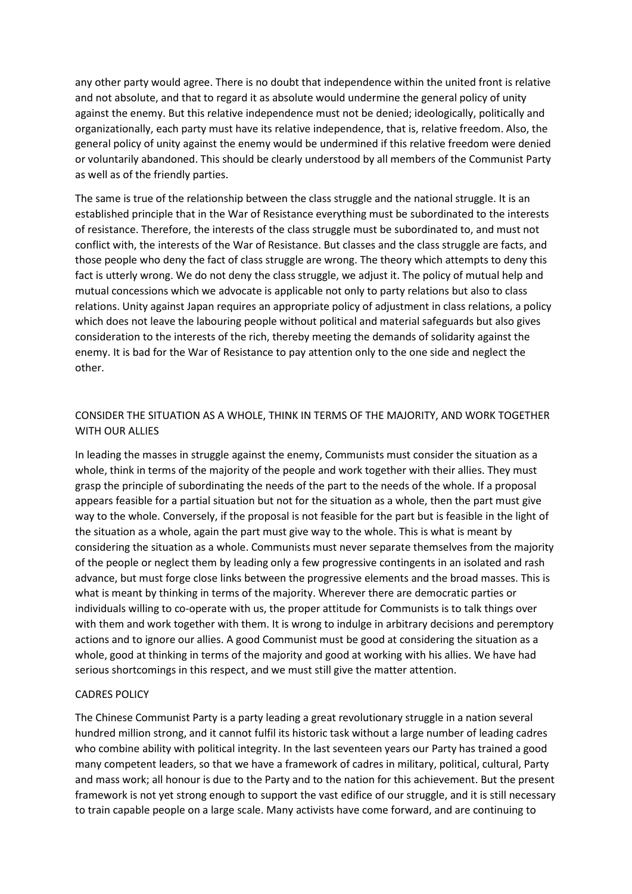any other party would agree. There is no doubt that independence within the united front is relative and not absolute, and that to regard it as absolute would undermine the general policy of unity against the enemy. But this relative independence must not be denied; ideologically, politically and organizationally, each party must have its relative independence, that is, relative freedom. Also, the general policy of unity against the enemy would be undermined if this relative freedom were denied or voluntarily abandoned. This should be clearly understood by all members of the Communist Party as well as of the friendly parties.

The same is true of the relationship between the class struggle and the national struggle. It is an established principle that in the War of Resistance everything must be subordinated to the interests of resistance. Therefore, the interests of the class struggle must be subordinated to, and must not conflict with, the interests of the War of Resistance. But classes and the class struggle are facts, and those people who deny the fact of class struggle are wrong. The theory which attempts to deny this fact is utterly wrong. We do not deny the class struggle, we adjust it. The policy of mutual help and mutual concessions which we advocate is applicable not only to party relations but also to class relations. Unity against Japan requires an appropriate policy of adjustment in class relations, a policy which does not leave the labouring people without political and material safeguards but also gives consideration to the interests of the rich, thereby meeting the demands of solidarity against the enemy. It is bad for the War of Resistance to pay attention only to the one side and neglect the other.

## CONSIDER THE SITUATION AS A WHOLE, THINK IN TERMS OF THE MAJORITY, AND WORK TOGETHER WITH OUR ALLIES

In leading the masses in struggle against the enemy, Communists must consider the situation as a whole, think in terms of the majority of the people and work together with their allies. They must grasp the principle of subordinating the needs of the part to the needs of the whole. If a proposal appears feasible for a partial situation but not for the situation as a whole, then the part must give way to the whole. Conversely, if the proposal is not feasible for the part but is feasible in the light of the situation as a whole, again the part must give way to the whole. This is what is meant by considering the situation as a whole. Communists must never separate themselves from the majority of the people or neglect them by leading only a few progressive contingents in an isolated and rash advance, but must forge close links between the progressive elements and the broad masses. This is what is meant by thinking in terms of the majority. Wherever there are democratic parties or individuals willing to co-operate with us, the proper attitude for Communists is to talk things over with them and work together with them. It is wrong to indulge in arbitrary decisions and peremptory actions and to ignore our allies. A good Communist must be good at considering the situation as a whole, good at thinking in terms of the majority and good at working with his allies. We have had serious shortcomings in this respect, and we must still give the matter attention.

## CADRES POLICY

The Chinese Communist Party is a party leading a great revolutionary struggle in a nation several hundred million strong, and it cannot fulfil its historic task without a large number of leading cadres who combine ability with political integrity. In the last seventeen years our Party has trained a good many competent leaders, so that we have a framework of cadres in military, political, cultural, Party and mass work; all honour is due to the Party and to the nation for this achievement. But the present framework is not yet strong enough to support the vast edifice of our struggle, and it is still necessary to train capable people on a large scale. Many activists have come forward, and are continuing to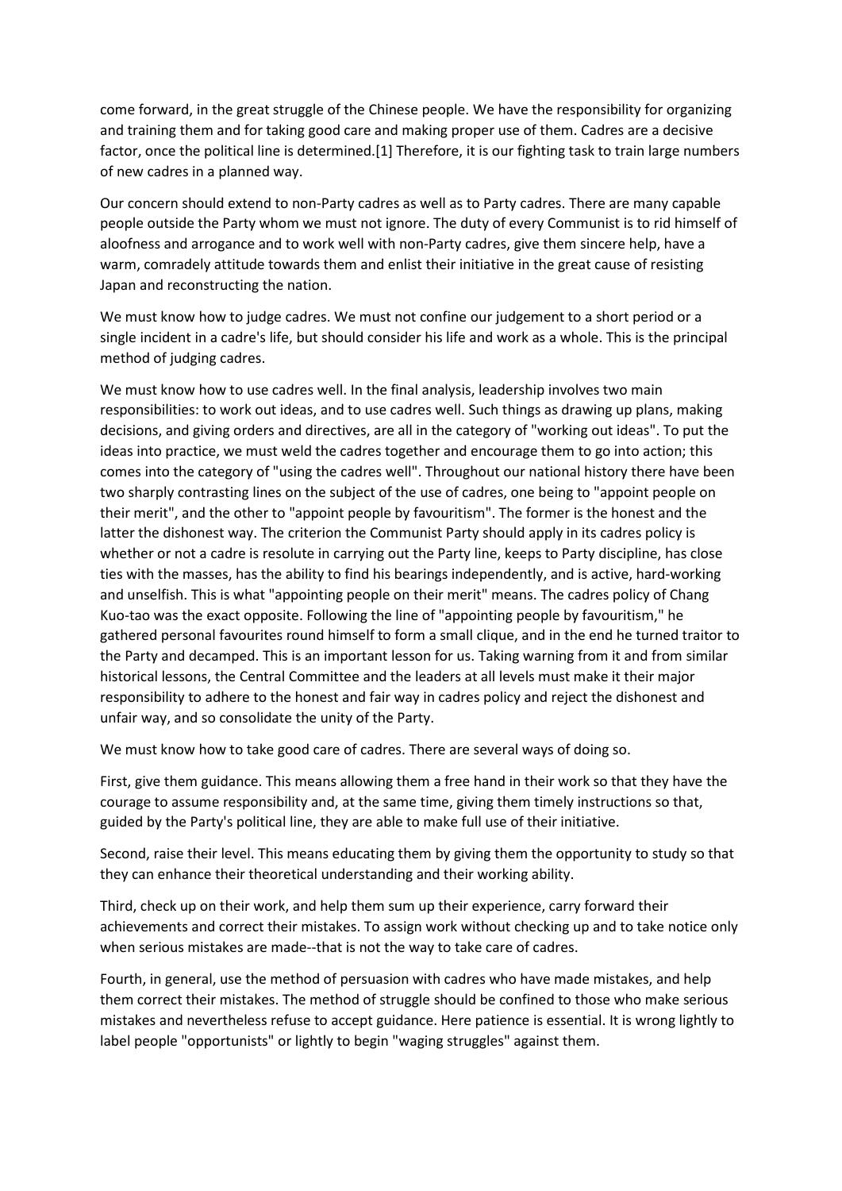come forward, in the great struggle of the Chinese people. We have the responsibility for organizing and training them and for taking good care and making proper use of them. Cadres are a decisive factor, once the political line is determined.[1] Therefore, it is our fighting task to train large numbers of new cadres in a planned way.

Our concern should extend to non-Party cadres as well as to Party cadres. There are many capable people outside the Party whom we must not ignore. The duty of every Communist is to rid himself of aloofness and arrogance and to work well with non-Party cadres, give them sincere help, have a warm, comradely attitude towards them and enlist their initiative in the great cause of resisting Japan and reconstructing the nation.

We must know how to judge cadres. We must not confine our judgement to a short period or a single incident in a cadre's life, but should consider his life and work as a whole. This is the principal method of judging cadres.

We must know how to use cadres well. In the final analysis, leadership involves two main responsibilities: to work out ideas, and to use cadres well. Such things as drawing up plans, making decisions, and giving orders and directives, are all in the category of "working out ideas". To put the ideas into practice, we must weld the cadres together and encourage them to go into action; this comes into the category of "using the cadres well". Throughout our national history there have been two sharply contrasting lines on the subject of the use of cadres, one being to "appoint people on their merit", and the other to "appoint people by favouritism". The former is the honest and the latter the dishonest way. The criterion the Communist Party should apply in its cadres policy is whether or not a cadre is resolute in carrying out the Party line, keeps to Party discipline, has close ties with the masses, has the ability to find his bearings independently, and is active, hard-working and unselfish. This is what "appointing people on their merit" means. The cadres policy of Chang Kuo-tao was the exact opposite. Following the line of "appointing people by favouritism," he gathered personal favourites round himself to form a small clique, and in the end he turned traitor to the Party and decamped. This is an important lesson for us. Taking warning from it and from similar historical lessons, the Central Committee and the leaders at all levels must make it their major responsibility to adhere to the honest and fair way in cadres policy and reject the dishonest and unfair way, and so consolidate the unity of the Party.

We must know how to take good care of cadres. There are several ways of doing so.

First, give them guidance. This means allowing them a free hand in their work so that they have the courage to assume responsibility and, at the same time, giving them timely instructions so that, guided by the Party's political line, they are able to make full use of their initiative.

Second, raise their level. This means educating them by giving them the opportunity to study so that they can enhance their theoretical understanding and their working ability.

Third, check up on their work, and help them sum up their experience, carry forward their achievements and correct their mistakes. To assign work without checking up and to take notice only when serious mistakes are made--that is not the way to take care of cadres.

Fourth, in general, use the method of persuasion with cadres who have made mistakes, and help them correct their mistakes. The method of struggle should be confined to those who make serious mistakes and nevertheless refuse to accept guidance. Here patience is essential. It is wrong lightly to label people "opportunists" or lightly to begin "waging struggles" against them.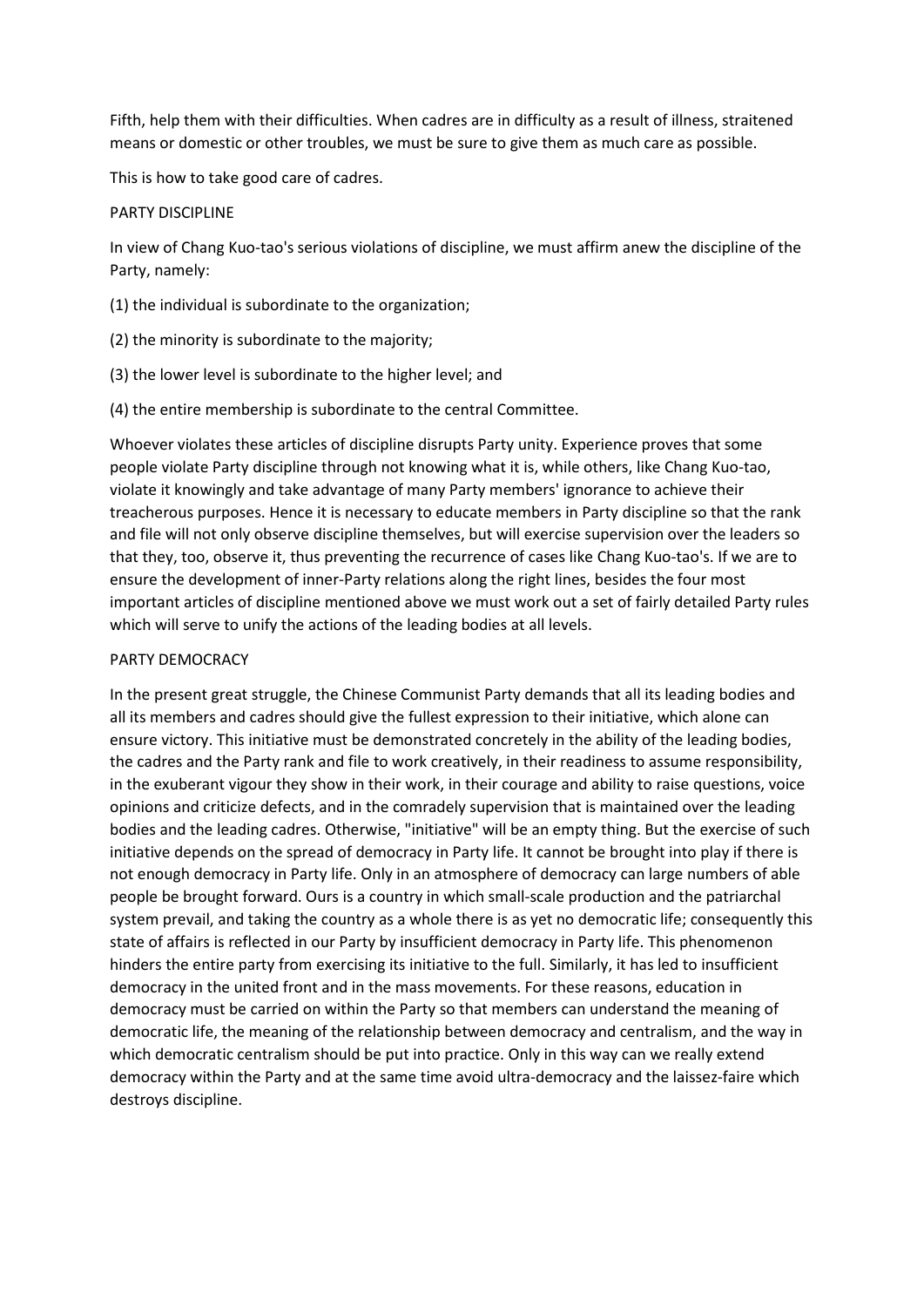Fifth, help them with their difficulties. When cadres are in difficulty as a result of illness, straitened means or domestic or other troubles, we must be sure to give them as much care as possible.

This is how to take good care of cadres.

## PARTY DISCIPLINE

In view of Chang Kuo-tao's serious violations of discipline, we must affirm anew the discipline of the Party, namely:

(1) the individual is subordinate to the organization;

(2) the minority is subordinate to the majority;

(3) the lower level is subordinate to the higher level; and

(4) the entire membership is subordinate to the central Committee.

Whoever violates these articles of discipline disrupts Party unity. Experience proves that some people violate Party discipline through not knowing what it is, while others, like Chang Kuo-tao, violate it knowingly and take advantage of many Party members' ignorance to achieve their treacherous purposes. Hence it is necessary to educate members in Party discipline so that the rank and file will not only observe discipline themselves, but will exercise supervision over the leaders so that they, too, observe it, thus preventing the recurrence of cases like Chang Kuo-tao's. If we are to ensure the development of inner-Party relations along the right lines, besides the four most important articles of discipline mentioned above we must work out a set of fairly detailed Party rules which will serve to unify the actions of the leading bodies at all levels.

## PARTY DEMOCRACY

In the present great struggle, the Chinese Communist Party demands that all its leading bodies and all its members and cadres should give the fullest expression to their initiative, which alone can ensure victory. This initiative must be demonstrated concretely in the ability of the leading bodies, the cadres and the Party rank and file to work creatively, in their readiness to assume responsibility, in the exuberant vigour they show in their work, in their courage and ability to raise questions, voice opinions and criticize defects, and in the comradely supervision that is maintained over the leading bodies and the leading cadres. Otherwise, "initiative" will be an empty thing. But the exercise of such initiative depends on the spread of democracy in Party life. It cannot be brought into play if there is not enough democracy in Party life. Only in an atmosphere of democracy can large numbers of able people be brought forward. Ours is a country in which small-scale production and the patriarchal system prevail, and taking the country as a whole there is as yet no democratic life; consequently this state of affairs is reflected in our Party by insufficient democracy in Party life. This phenomenon hinders the entire party from exercising its initiative to the full. Similarly, it has led to insufficient democracy in the united front and in the mass movements. For these reasons, education in democracy must be carried on within the Party so that members can understand the meaning of democratic life, the meaning of the relationship between democracy and centralism, and the way in which democratic centralism should be put into practice. Only in this way can we really extend democracy within the Party and at the same time avoid ultra-democracy and the laissez-faire which destroys discipline.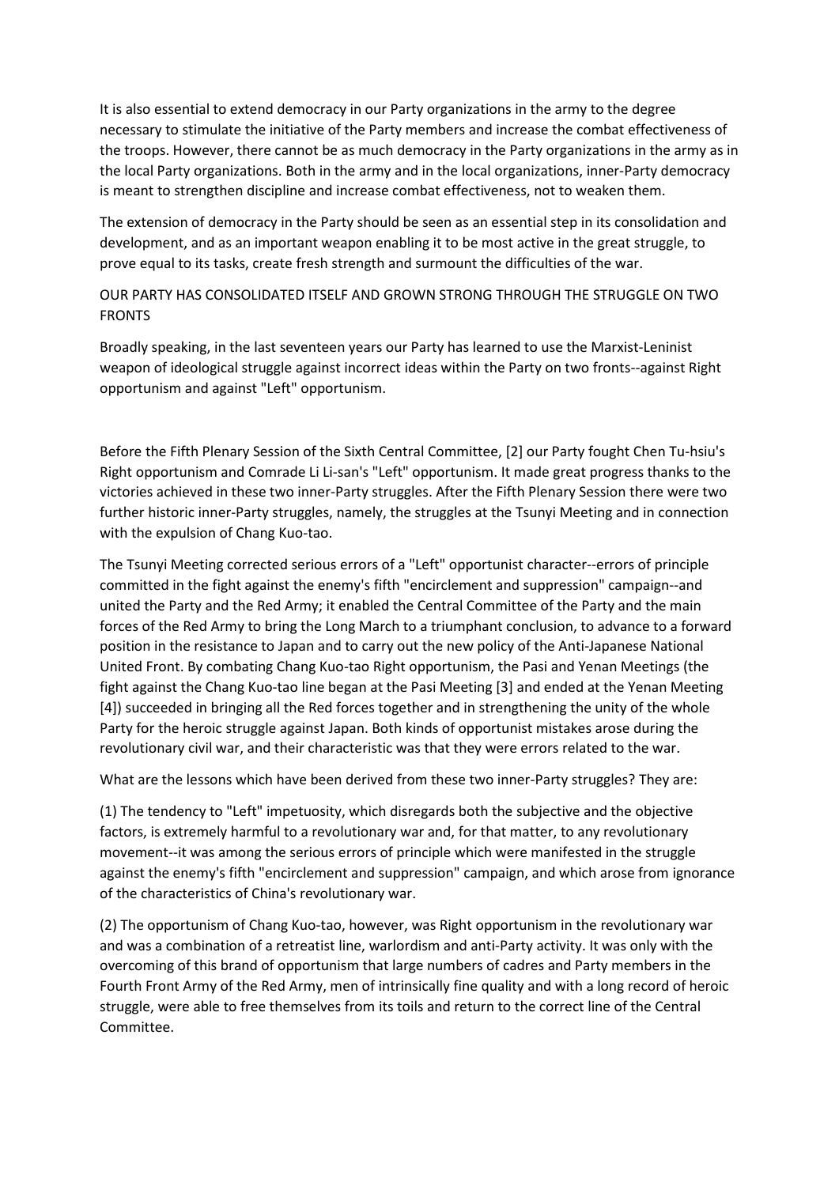It is also essential to extend democracy in our Party organizations in the army to the degree necessary to stimulate the initiative of the Party members and increase the combat effectiveness of the troops. However, there cannot be as much democracy in the Party organizations in the army as in the local Party organizations. Both in the army and in the local organizations, inner-Party democracy is meant to strengthen discipline and increase combat effectiveness, not to weaken them.

The extension of democracy in the Party should be seen as an essential step in its consolidation and development, and as an important weapon enabling it to be most active in the great struggle, to prove equal to its tasks, create fresh strength and surmount the difficulties of the war.

## OUR PARTY HAS CONSOLIDATED ITSELF AND GROWN STRONG THROUGH THE STRUGGLE ON TWO FRONTS

Broadly speaking, in the last seventeen years our Party has learned to use the Marxist-Leninist weapon of ideological struggle against incorrect ideas within the Party on two fronts--against Right opportunism and against "Left" opportunism.

Before the Fifth Plenary Session of the Sixth Central Committee, [2] our Party fought Chen Tu-hsiu's Right opportunism and Comrade Li Li-san's "Left" opportunism. It made great progress thanks to the victories achieved in these two inner-Party struggles. After the Fifth Plenary Session there were two further historic inner-Party struggles, namely, the struggles at the Tsunyi Meeting and in connection with the expulsion of Chang Kuo-tao.

The Tsunyi Meeting corrected serious errors of a "Left" opportunist character--errors of principle committed in the fight against the enemy's fifth "encirclement and suppression" campaign--and united the Party and the Red Army; it enabled the Central Committee of the Party and the main forces of the Red Army to bring the Long March to a triumphant conclusion, to advance to a forward position in the resistance to Japan and to carry out the new policy of the Anti-Japanese National United Front. By combating Chang Kuo-tao Right opportunism, the Pasi and Yenan Meetings (the fight against the Chang Kuo-tao line began at the Pasi Meeting [3] and ended at the Yenan Meeting [4]) succeeded in bringing all the Red forces together and in strengthening the unity of the whole Party for the heroic struggle against Japan. Both kinds of opportunist mistakes arose during the revolutionary civil war, and their characteristic was that they were errors related to the war.

What are the lessons which have been derived from these two inner-Party struggles? They are:

(1) The tendency to "Left" impetuosity, which disregards both the subjective and the objective factors, is extremely harmful to a revolutionary war and, for that matter, to any revolutionary movement--it was among the serious errors of principle which were manifested in the struggle against the enemy's fifth "encirclement and suppression" campaign, and which arose from ignorance of the characteristics of China's revolutionary war.

(2) The opportunism of Chang Kuo-tao, however, was Right opportunism in the revolutionary war and was a combination of a retreatist line, warlordism and anti-Party activity. It was only with the overcoming of this brand of opportunism that large numbers of cadres and Party members in the Fourth Front Army of the Red Army, men of intrinsically fine quality and with a long record of heroic struggle, were able to free themselves from its toils and return to the correct line of the Central Committee.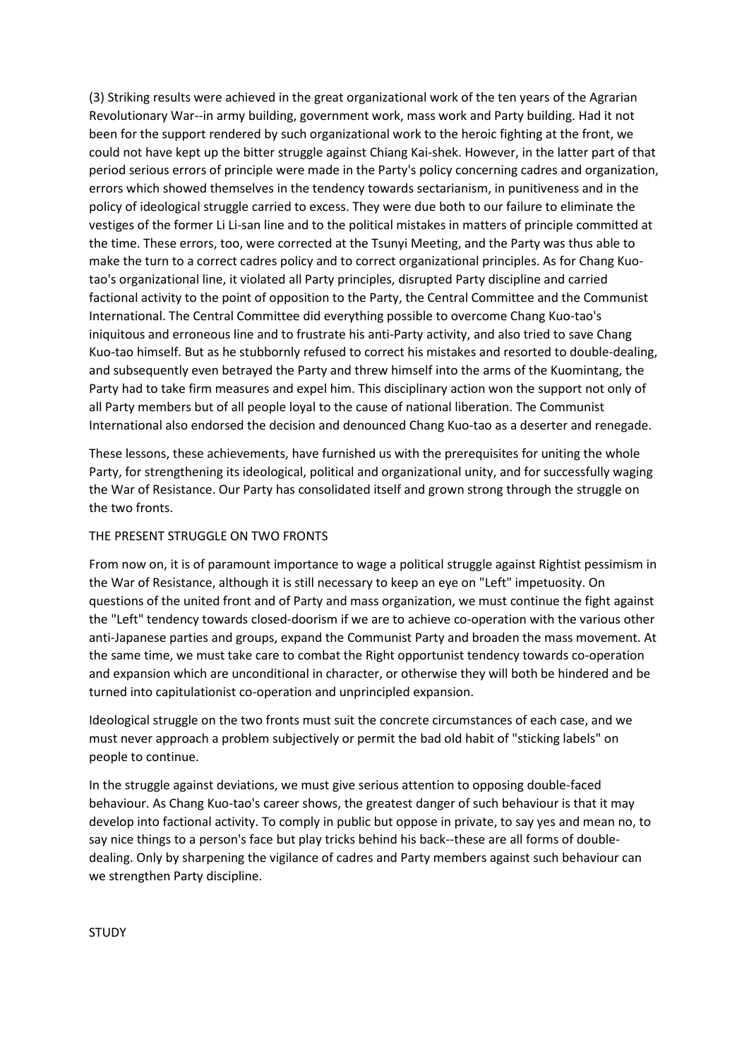(3) Striking results were achieved in the great organizational work of the ten years of the Agrarian Revolutionary War--in army building, government work, mass work and Party building. Had it not been for the support rendered by such organizational work to the heroic fighting at the front, we could not have kept up the bitter struggle against Chiang Kai-shek. However, in the latter part of that period serious errors of principle were made in the Party's policy concerning cadres and organization, errors which showed themselves in the tendency towards sectarianism, in punitiveness and in the policy of ideological struggle carried to excess. They were due both to our failure to eliminate the vestiges of the former Li Li-san line and to the political mistakes in matters of principle committed at the time. These errors, too, were corrected at the Tsunyi Meeting, and the Party was thus able to make the turn to a correct cadres policy and to correct organizational principles. As for Chang Kuo-tao's organizational line, it violated all Party principles, disrupted Party discipline and carried factional activity to the point of opposition to the Party, the Central Committee and the Communist International. The Central Committee did everything possible to overcome Chang Kuo-tao's iniquitous and erroneous line and to frustrate his anti-Party activity, and also tried to save Chang Kuo-tao himself. But as he stubbornly refused to correct his mistakes and resorted to double-dealing, and subsequently even betrayed the Party and threw himself into the arms of the Kuomintang, the Party had to take firm measures and expel him. This disciplinary action won the support not only of all Party members but of all people loyal to the cause of national liberation. The Communist International also endorsed the decision and denounced Chang Kuo-tao as a deserter and renegade.

These lessons, these achievements, have furnished us with the prerequisites for uniting the whole Party, for strengthening its ideological, political and organizational unity, and for successfully waging the War of Resistance. Our Party has consolidated itself and grown strong through the struggle on the two fronts.

## THE PRESENT STRUGGLE ON TWO FRONTS

From now on, it is of paramount importance to wage a political struggle against Rightist pessimism in the War of Resistance, although it is still necessary to keep an eye on "Left" impetuosity. On questions of the united front and of Party and mass organization, we must continue the fight against the "Left" tendency towards closed-doorism if we are to achieve co-operation with the various other anti-Japanese parties and groups, expand the Communist Party and broaden the mass movement. At the same time, we must take care to combat the Right opportunist tendency towards co-operation and expansion which are unconditional in character, or otherwise they will both be hindered and be turned into capitulationist co-operation and unprincipled expansion.

Ideological struggle on the two fronts must suit the concrete circumstances of each case, and we must never approach a problem subjectively or permit the bad old habit of "sticking labels" on people to continue.

In the struggle against deviations, we must give serious attention to opposing double-faced behaviour. As Chang Kuo-tao's career shows, the greatest danger of such behaviour is that it may develop into factional activity. To comply in public but oppose in private, to say yes and mean no, to say nice things to a person's face but play tricks behind his back--these are all forms of double-dealing. Only by sharpening the vigilance of cadres and Party members against such behaviour can we strengthen Party discipline.

## STUDY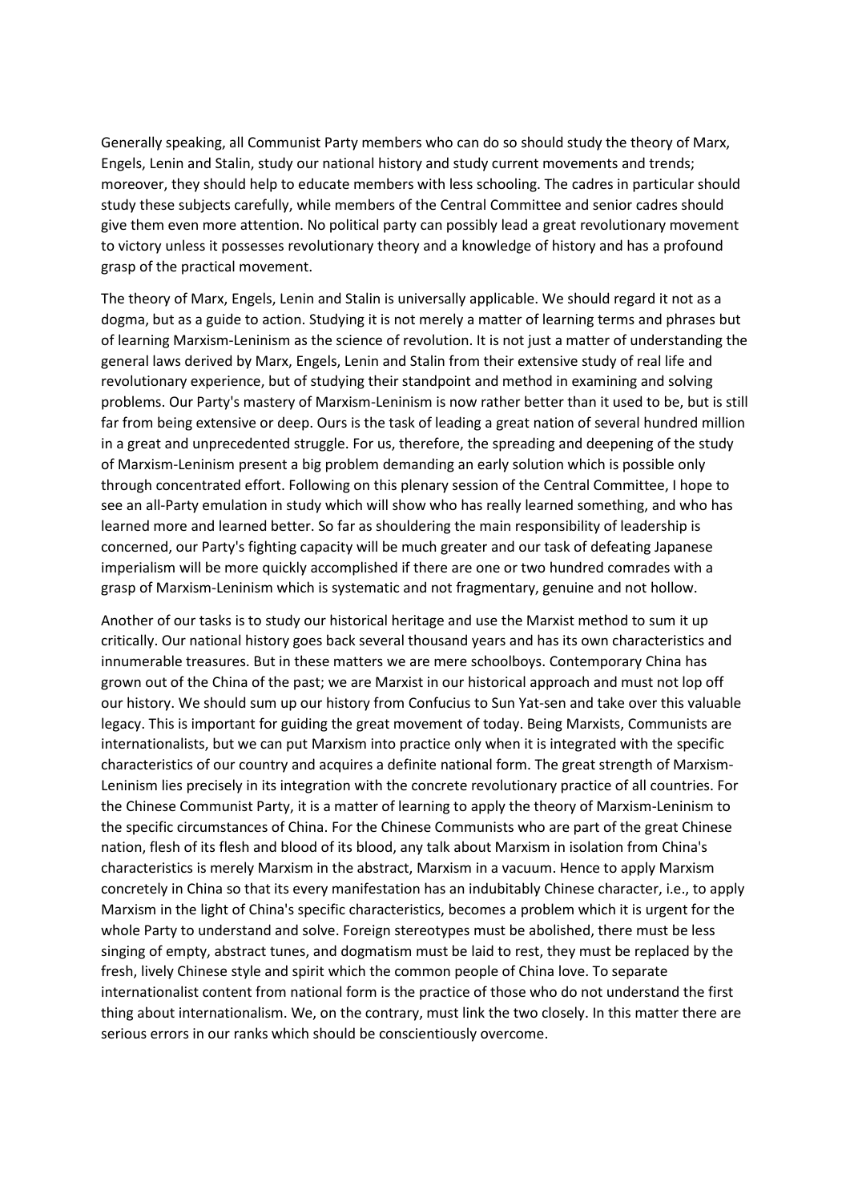Generally speaking, all Communist Party members who can do so should study the theory of Marx, Engels, Lenin and Stalin, study our national history and study current movements and trends; moreover, they should help to educate members with less schooling. The cadres in particular should study these subjects carefully, while members of the Central Committee and senior cadres should give them even more attention. No political party can possibly lead a great revolutionary movement to victory unless it possesses revolutionary theory and a knowledge of history and has a profound grasp of the practical movement.

The theory of Marx, Engels, Lenin and Stalin is universally applicable. We should regard it not as a dogma, but as a guide to action. Studying it is not merely a matter of learning terms and phrases but of learning Marxism-Leninism as the science of revolution. It is not just a matter of understanding the general laws derived by Marx, Engels, Lenin and Stalin from their extensive study of real life and revolutionary experience, but of studying their standpoint and method in examining and solving problems. Our Party's mastery of Marxism-Leninism is now rather better than it used to be, but is still far from being extensive or deep. Ours is the task of leading a great nation of several hundred million in a great and unprecedented struggle. For us, therefore, the spreading and deepening of the study of Marxism-Leninism present a big problem demanding an early solution which is possible only through concentrated effort. Following on this plenary session of the Central Committee, I hope to see an all-Party emulation in study which will show who has really learned something, and who has learned more and learned better. So far as shouldering the main responsibility of leadership is concerned, our Party's fighting capacity will be much greater and our task of defeating Japanese imperialism will be more quickly accomplished if there are one or two hundred comrades with a grasp of Marxism-Leninism which is systematic and not fragmentary, genuine and not hollow.

Another of our tasks is to study our historical heritage and use the Marxist method to sum it up critically. Our national history goes back several thousand years and has its own characteristics and innumerable treasures. But in these matters we are mere schoolboys. Contemporary China has grown out of the China of the past; we are Marxist in our historical approach and must not lop off our history. We should sum up our history from Confucius to Sun Yat-sen and take over this valuable legacy. This is important for guiding the great movement of today. Being Marxists, Communists are internationalists, but we can put Marxism into practice only when it is integrated with the specific characteristics of our country and acquires a definite national form. The great strength of Marxism-Leninism lies precisely in its integration with the concrete revolutionary practice of all countries. For the Chinese Communist Party, it is a matter of learning to apply the theory of Marxism-Leninism to the specific circumstances of China. For the Chinese Communists who are part of the great Chinese nation, flesh of its flesh and blood of its blood, any talk about Marxism in isolation from China's characteristics is merely Marxism in the abstract, Marxism in a vacuum. Hence to apply Marxism concretely in China so that its every manifestation has an indubitably Chinese character, i.e., to apply Marxism in the light of China's specific characteristics, becomes a problem which it is urgent for the whole Party to understand and solve. Foreign stereotypes must be abolished, there must be less singing of empty, abstract tunes, and dogmatism must be laid to rest, they must be replaced by the fresh, lively Chinese style and spirit which the common people of China love. To separate internationalist content from national form is the practice of those who do not understand the first thing about internationalism. We, on the contrary, must link the two closely. In this matter there are serious errors in our ranks which should be conscientiously overcome.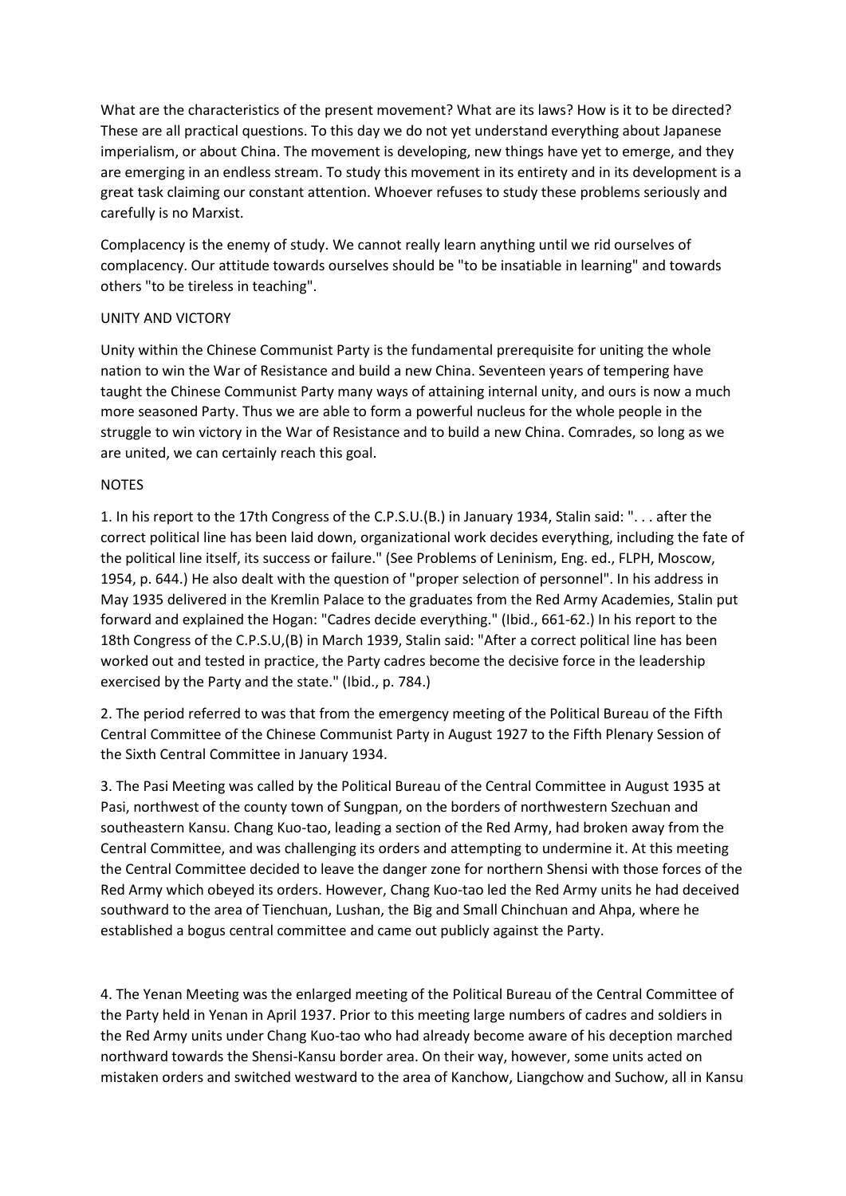What are the characteristics of the present movement? What are its laws? How is it to be directed? These are all practical questions. To this day we do not yet understand everything about Japanese imperialism, or about China. The movement is developing, new things have yet to emerge, and they are emerging in an endless stream. To study this movement in its entirety and in its development is a great task claiming our constant attention. Whoever refuses to study these problems seriously and carefully is no Marxist.

Complacency is the enemy of study. We cannot really learn anything until we rid ourselves of complacency. Our attitude towards ourselves should be "to be insatiable in learning" and towards others "to be tireless in teaching".

## UNITY AND VICTORY

Unity within the Chinese Communist Party is the fundamental prerequisite for uniting the whole nation to win the War of Resistance and build a new China. Seventeen years of tempering have taught the Chinese Communist Party many ways of attaining internal unity, and ours is now a much more seasoned Party. Thus we are able to form a powerful nucleus for the whole people in the struggle to win victory in the War of Resistance and to build a new China. Comrades, so long as we are united, we can certainly reach this goal.

## NOTES

1. In his report to the 17th Congress of the C.P.S.U.(B.) in January 1934, Stalin said: ". . . after the correct political line has been laid down, organizational work decides everything, including the fate of the political line itself, its success or failure." (See Problems of Leninism, Eng. ed., FLPH, Moscow, 1954, p. 644.) He also dealt with the question of "proper selection of personnel". In his address in May 1935 delivered in the Kremlin Palace to the graduates from the Red Army Academies, Stalin put forward and explained the Hogan: "Cadres decide everything." (Ibid., 661-62.) In his report to the 18th Congress of the C.P.S.U,(B) in March 1939, Stalin said: "After a correct political line has been worked out and tested in practice, the Party cadres become the decisive force in the leadership exercised by the Party and the state." (Ibid., p. 784.)

2. The period referred to was that from the emergency meeting of the Political Bureau of the Fifth Central Committee of the Chinese Communist Party in August 1927 to the Fifth Plenary Session of the Sixth Central Committee in January 1934.

3. The Pasi Meeting was called by the Political Bureau of the Central Committee in August 1935 at Pasi, northwest of the county town of Sungpan, on the borders of northwestern Szechuan and southeastern Kansu. Chang Kuo-tao, leading a section of the Red Army, had broken away from the Central Committee, and was challenging its orders and attempting to undermine it. At this meeting the Central Committee decided to leave the danger zone for northern Shensi with those forces of the Red Army which obeyed its orders. However, Chang Kuo-tao led the Red Army units he had deceived southward to the area of Tienchuan, Lushan, the Big and Small Chinchuan and Ahpa, where he established a bogus central committee and came out publicly against the Party.

4. The Yenan Meeting was the enlarged meeting of the Political Bureau of the Central Committee of the Party held in Yenan in April 1937. Prior to this meeting large numbers of cadres and soldiers in the Red Army units under Chang Kuo-tao who had already become aware of his deception marched northward towards the Shensi-Kansu border area. On their way, however, some units acted on mistaken orders and switched westward to the area of Kanchow, Liangchow and Suchow, all in Kansu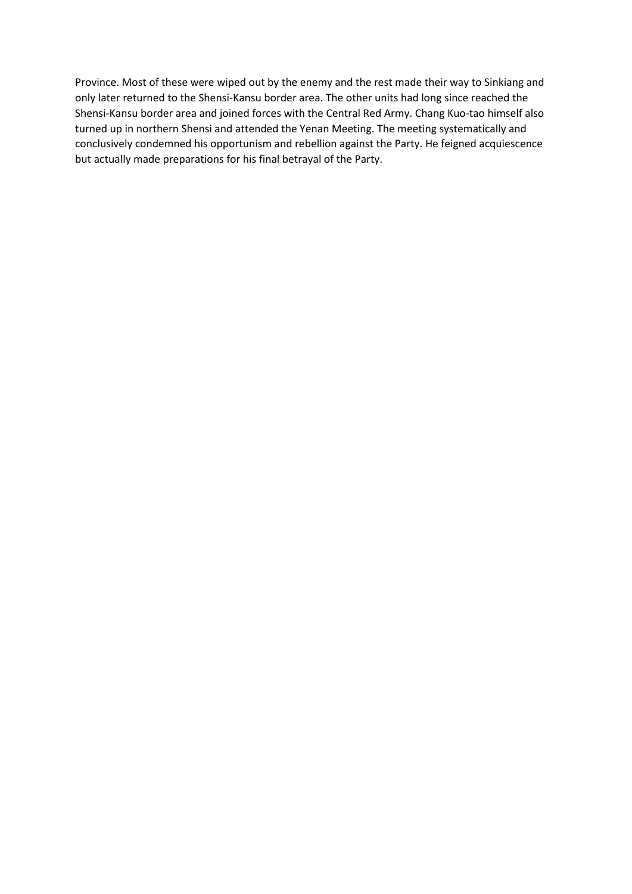Province. Most of these were wiped out by the enemy and the rest made their way to Sinkiang and only later returned to the Shensi-Kansu border area. The other units had long since reached the Shensi-Kansu border area and joined forces with the Central Red Army. Chang Kuo-tao himself also turned up in northern Shensi and attended the Yenan Meeting. The meeting systematically and conclusively condemned his opportunism and rebellion against the Party. He feigned acquiescence but actually made preparations for his final betrayal of the Party.